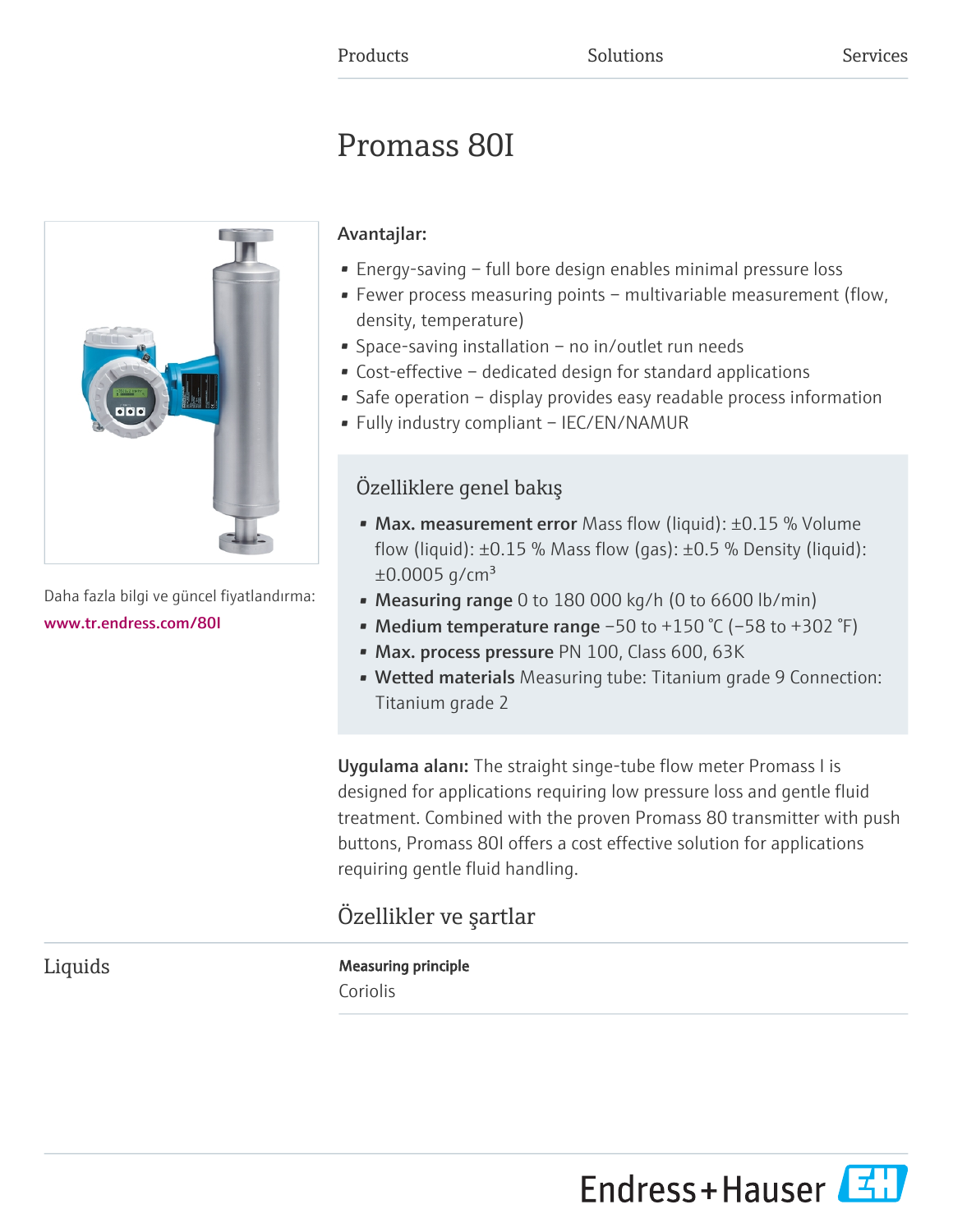Products Solutions Services

# Promass 80I

Daha fazla bilgi ve güncel fiyatlandırma:
www.tr.endress.com/80I

**Avantajlar:**

- Energy-saving – full bore design enables minimal pressure loss
- Fewer process measuring points – multivariable measurement (flow, density, temperature)
- Space-saving installation – no in/outlet run needs
- Cost-effective – dedicated design for standard applications
- Safe operation – display provides easy readable process information
- Fully industry compliant – IEC/EN/NAMUR

## Özelliklere genel bakış

- **Max. measurement error** Mass flow (liquid): ±0.15 % Volume flow (liquid): ±0.15 % Mass flow (gas): ±0.5 % Density (liquid): ±0.0005 g/cm³
- **Measuring range** 0 to 180 000 kg/h (0 to 6600 lb/min)
- **Medium temperature range** −50 to +150 °C (−58 to +302 °F)
- **Max. process pressure** PN 100, Class 600, 63K
- **Wetted materials** Measuring tube: Titanium grade 9 Connection: Titanium grade 2

**Uygulama alanı:** The straight singe-tube flow meter Promass I is designed for applications requiring low pressure loss and gentle fluid treatment. Combined with the proven Promass 80 transmitter with push buttons, Promass 80I offers a cost effective solution for applications requiring gentle fluid handling.

## Özellikler ve şartlar

### Liquids

**Measuring principle**

Coriolis

Endress+Hauser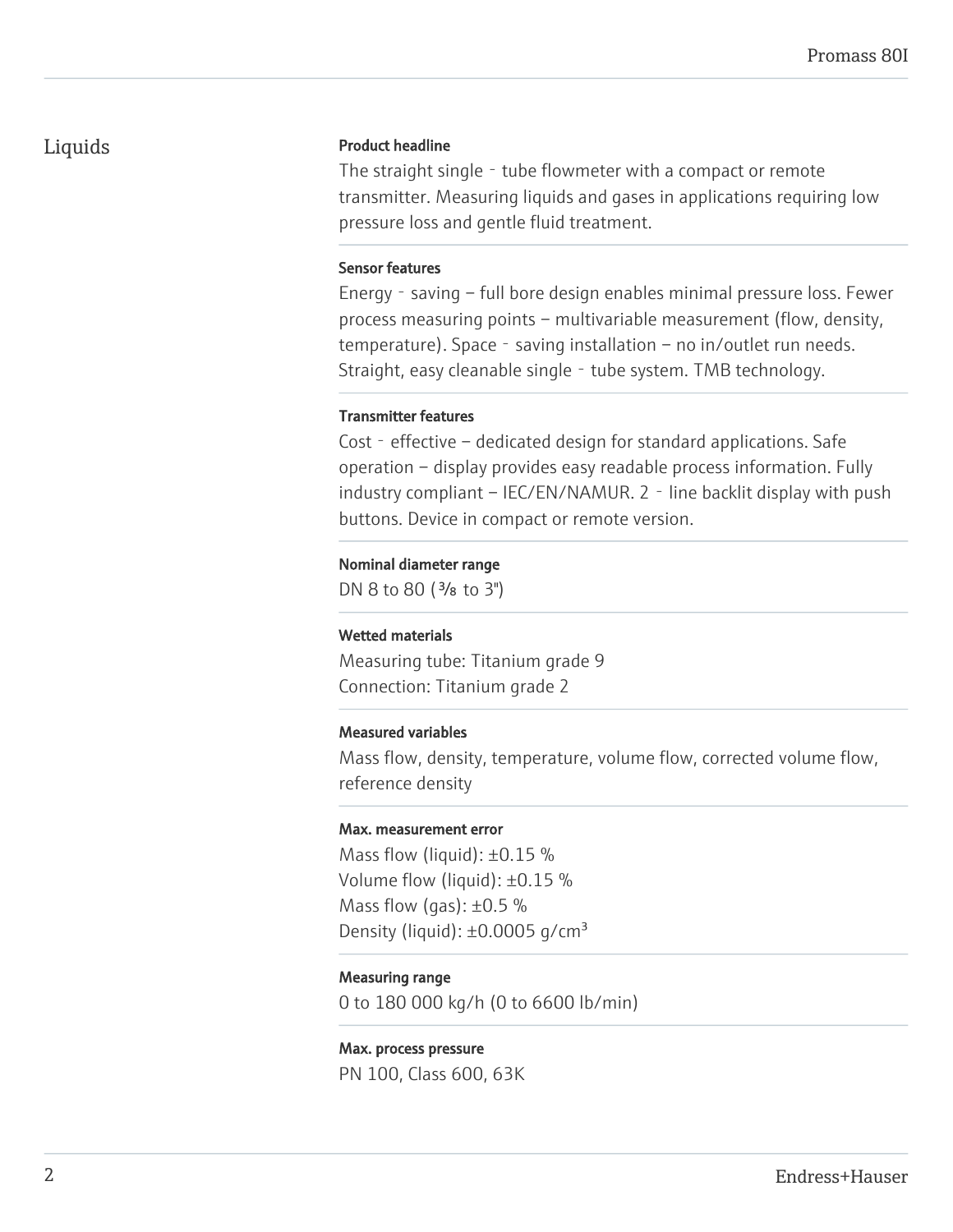## Liquids

**Product headline**

The straight single‐tube flowmeter with a compact or remote transmitter. Measuring liquids and gases in applications requiring low pressure loss and gentle fluid treatment.

**Sensor features**

Energy‐saving – full bore design enables minimal pressure loss. Fewer process measuring points – multivariable measurement (flow, density, temperature). Space‐saving installation – no in/outlet run needs. Straight, easy cleanable single‐tube system. TMB technology.

**Transmitter features**

Cost‐effective – dedicated design for standard applications. Safe operation – display provides easy readable process information. Fully industry compliant – IEC/EN/NAMUR. 2‐line backlit display with push buttons. Device in compact or remote version.

**Nominal diameter range**

DN 8 to 80 (⅜ to 3")

**Wetted materials**

Measuring tube: Titanium grade 9
Connection: Titanium grade 2

**Measured variables**

Mass flow, density, temperature, volume flow, corrected volume flow, reference density

**Max. measurement error**

Mass flow (liquid): ±0.15 %
Volume flow (liquid): ±0.15 %
Mass flow (gas): ±0.5 %
Density (liquid): ±0.0005 g/cm³

**Measuring range**

0 to 180 000 kg/h (0 to 6600 lb/min)

**Max. process pressure**

PN 100, Class 600, 63K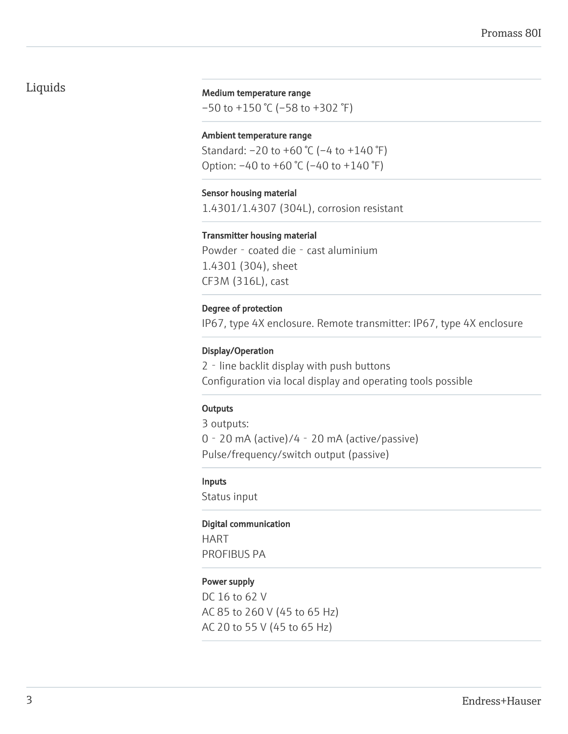## Liquids

**Medium temperature range**

−50 to +150 °C (−58 to +302 °F)

**Ambient temperature range**

Standard: −20 to +60 °C (−4 to +140 °F)
Option: −40 to +60 °C (−40 to +140 °F)

**Sensor housing material**

1.4301/1.4307 (304L), corrosion resistant

**Transmitter housing material**

Powder‐coated die‐cast aluminium
1.4301 (304), sheet
CF3M (316L), cast

**Degree of protection**

IP67, type 4X enclosure. Remote transmitter: IP67, type 4X enclosure

**Display/Operation**

2‐line backlit display with push buttons
Configuration via local display and operating tools possible

**Outputs**

3 outputs:
0‐20 mA (active)/4‐20 mA (active/passive)
Pulse/frequency/switch output (passive)

**Inputs**

Status input

**Digital communication**

HART
PROFIBUS PA

**Power supply**

DC 16 to 62 V
AC 85 to 260 V (45 to 65 Hz)
AC 20 to 55 V (45 to 65 Hz)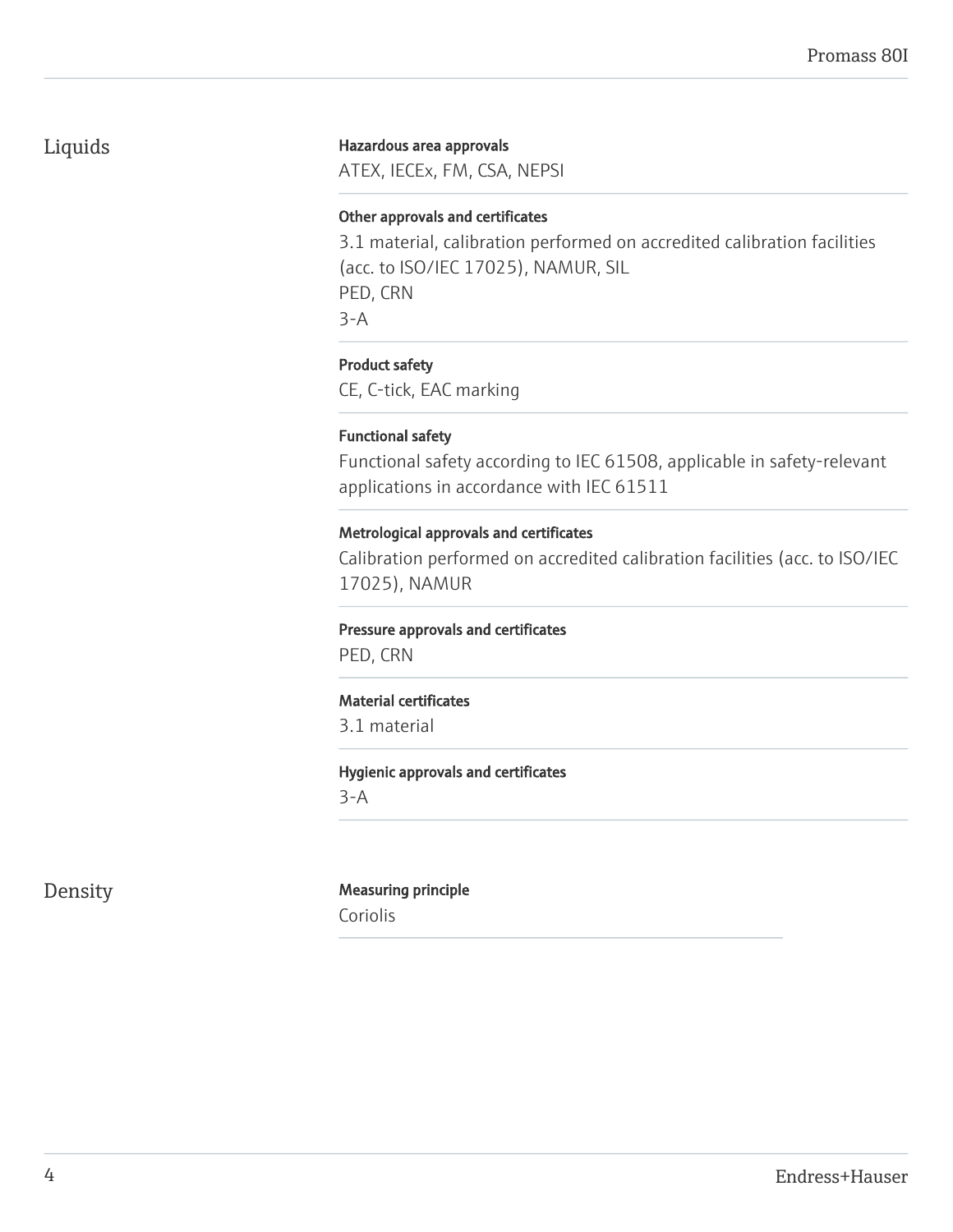## Liquids

**Hazardous area approvals**

ATEX, IECEx, FM, CSA, NEPSI

**Other approvals and certificates**

3.1 material, calibration performed on accredited calibration facilities (acc. to ISO/IEC 17025), NAMUR, SIL
PED, CRN
3-A

**Product safety**

CE, C-tick, EAC marking

**Functional safety**

Functional safety according to IEC 61508, applicable in safety-relevant applications in accordance with IEC 61511

**Metrological approvals and certificates**

Calibration performed on accredited calibration facilities (acc. to ISO/IEC 17025), NAMUR

**Pressure approvals and certificates**

PED, CRN

**Material certificates**

3.1 material

**Hygienic approvals and certificates**

3-A

## Density

**Measuring principle**

Coriolis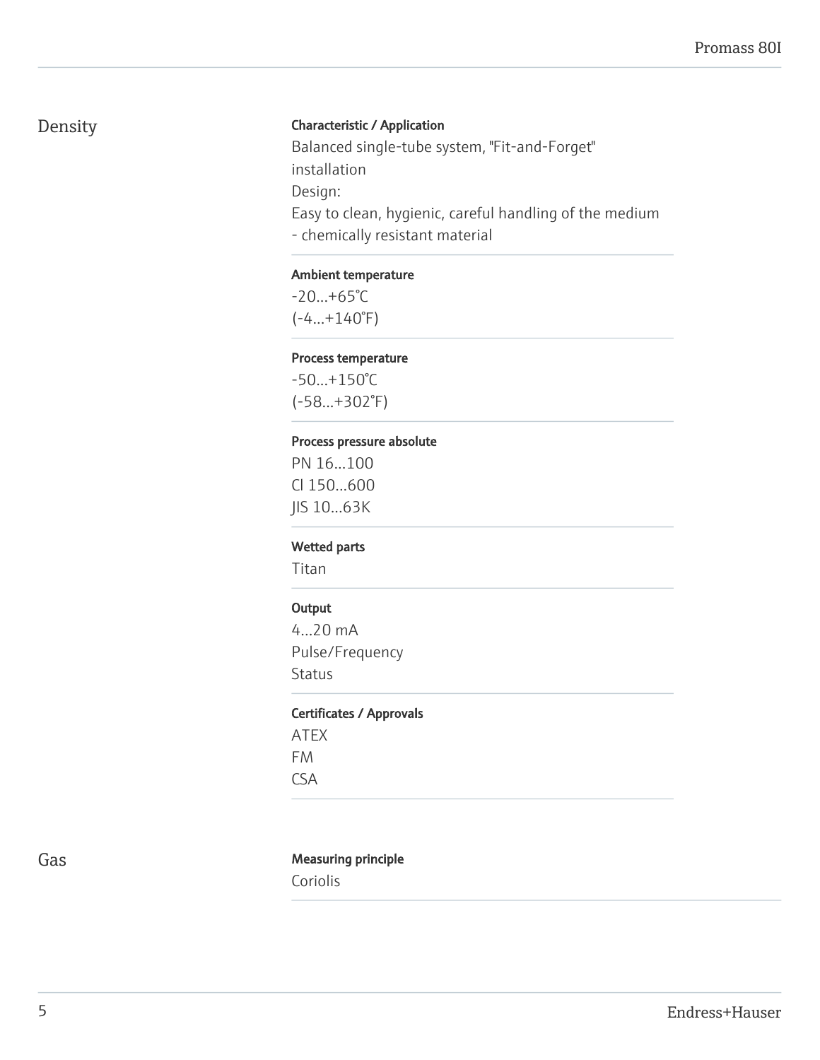## Density

**Characteristic / Application**

Balanced single-tube system, "Fit-and-Forget" installation
Design:
Easy to clean, hygienic, careful handling of the medium - chemically resistant material

**Ambient temperature**

-20...+65°C
(-4...+140°F)

**Process temperature**

-50...+150°C
(-58...+302°F)

**Process pressure absolute**

PN 16...100
Cl 150...600
JIS 10...63K

**Wetted parts**

Titan

**Output**

4...20 mA
Pulse/Frequency
Status

**Certificates / Approvals**

ATEX
FM
CSA

## Gas

**Measuring principle**

Coriolis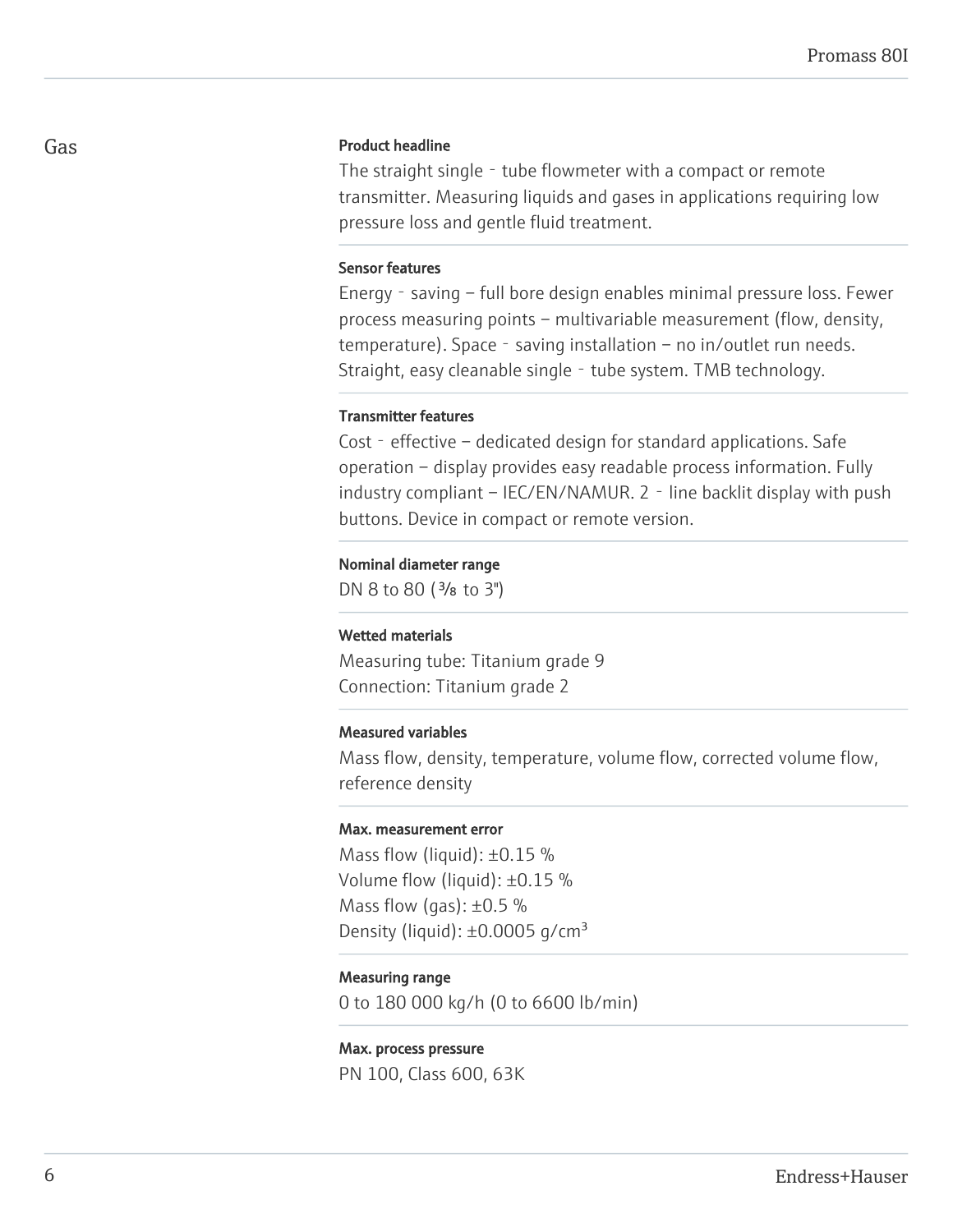## Gas

**Product headline**

The straight single‐tube flowmeter with a compact or remote transmitter. Measuring liquids and gases in applications requiring low pressure loss and gentle fluid treatment.

**Sensor features**

Energy‐saving – full bore design enables minimal pressure loss. Fewer process measuring points – multivariable measurement (flow, density, temperature). Space‐saving installation – no in/outlet run needs. Straight, easy cleanable single‐tube system. TMB technology.

**Transmitter features**

Cost‐effective – dedicated design for standard applications. Safe operation – display provides easy readable process information. Fully industry compliant – IEC/EN/NAMUR. 2‐line backlit display with push buttons. Device in compact or remote version.

**Nominal diameter range**

DN 8 to 80 (⅜ to 3")

**Wetted materials**

Measuring tube: Titanium grade 9
Connection: Titanium grade 2

**Measured variables**

Mass flow, density, temperature, volume flow, corrected volume flow, reference density

**Max. measurement error**

Mass flow (liquid): ±0.15 %
Volume flow (liquid): ±0.15 %
Mass flow (gas): ±0.5 %
Density (liquid): ±0.0005 g/cm³

**Measuring range**

0 to 180 000 kg/h (0 to 6600 lb/min)

**Max. process pressure**

PN 100, Class 600, 63K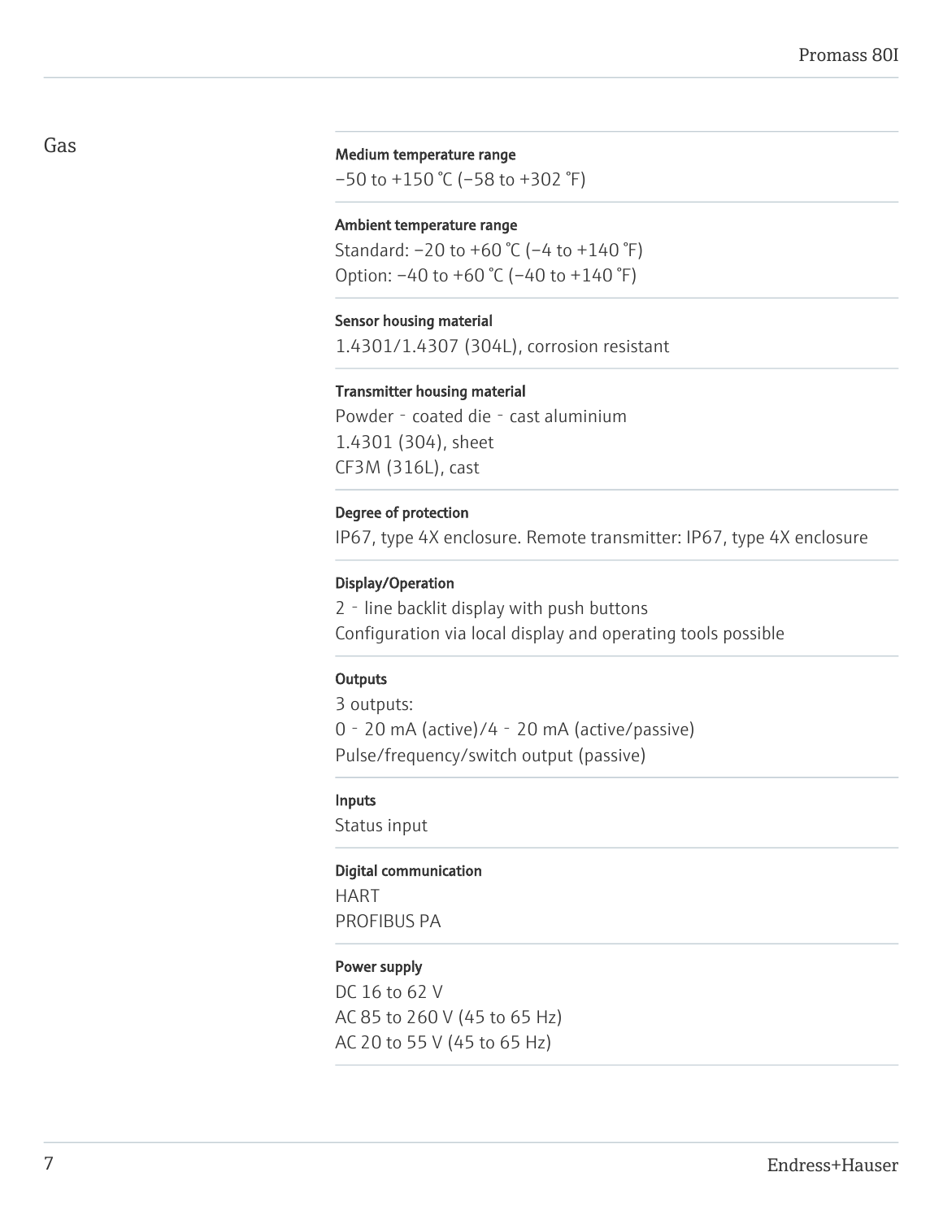## Gas

**Medium temperature range**

−50 to +150 °C (−58 to +302 °F)

**Ambient temperature range**

Standard: −20 to +60 °C (−4 to +140 °F)
Option: −40 to +60 °C (−40 to +140 °F)

**Sensor housing material**

1.4301/1.4307 (304L), corrosion resistant

**Transmitter housing material**

Powder‐coated die‐cast aluminium
1.4301 (304), sheet
CF3M (316L), cast

**Degree of protection**

IP67, type 4X enclosure. Remote transmitter: IP67, type 4X enclosure

**Display/Operation**

2‐line backlit display with push buttons
Configuration via local display and operating tools possible

**Outputs**

3 outputs:
0‐20 mA (active)/4‐20 mA (active/passive)
Pulse/frequency/switch output (passive)

**Inputs**

Status input

**Digital communication**

HART
PROFIBUS PA

**Power supply**

DC 16 to 62 V
AC 85 to 260 V (45 to 65 Hz)
AC 20 to 55 V (45 to 65 Hz)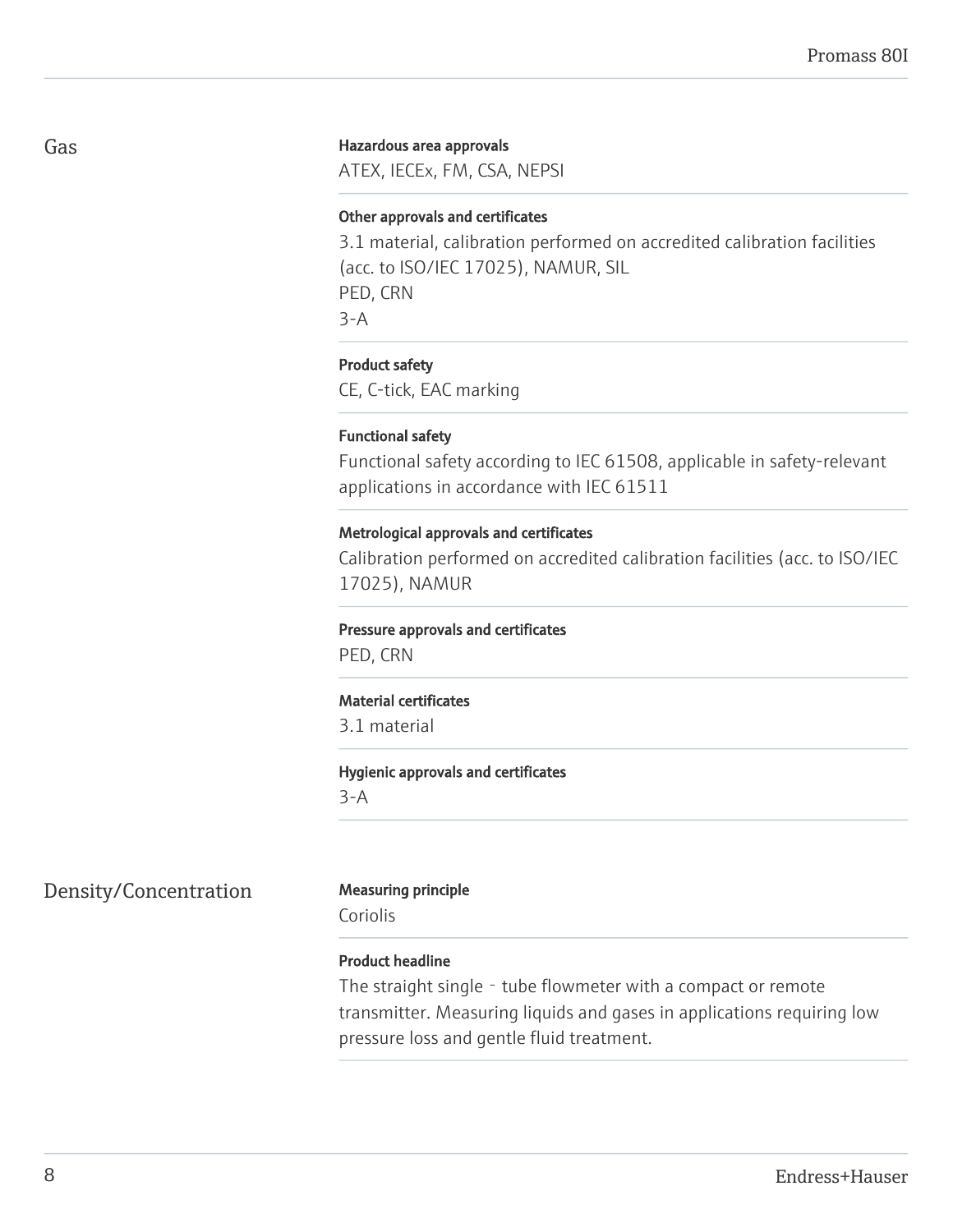## Gas

**Hazardous area approvals**

ATEX, IECEx, FM, CSA, NEPSI

**Other approvals and certificates**

3.1 material, calibration performed on accredited calibration facilities (acc. to ISO/IEC 17025), NAMUR, SIL
PED, CRN
3-A

**Product safety**

CE, C-tick, EAC marking

**Functional safety**

Functional safety according to IEC 61508, applicable in safety-relevant applications in accordance with IEC 61511

**Metrological approvals and certificates**

Calibration performed on accredited calibration facilities (acc. to ISO/IEC 17025), NAMUR

**Pressure approvals and certificates**

PED, CRN

**Material certificates**

3.1 material

**Hygienic approvals and certificates**

3-A

## Density/Concentration

**Measuring principle**

Coriolis

**Product headline**

The straight single - tube flowmeter with a compact or remote transmitter. Measuring liquids and gases in applications requiring low pressure loss and gentle fluid treatment.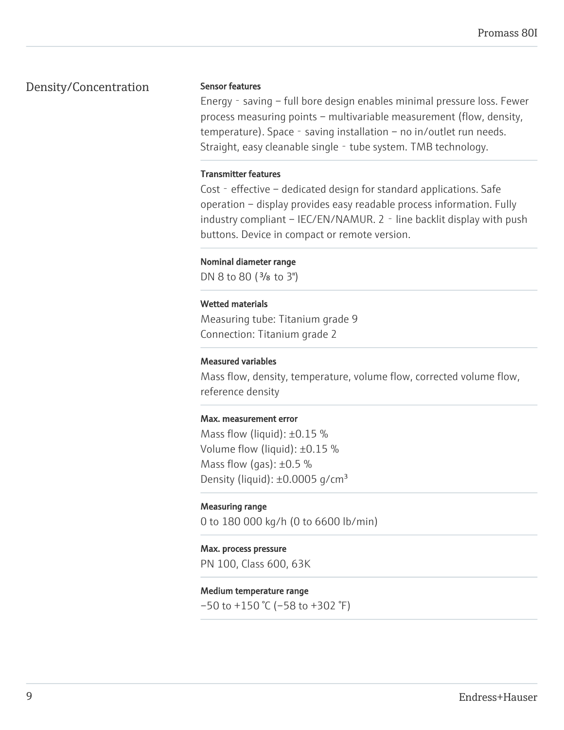## Density/Concentration

**Sensor features**

Energy‐saving – full bore design enables minimal pressure loss. Fewer process measuring points – multivariable measurement (flow, density, temperature). Space‐saving installation – no in/outlet run needs. Straight, easy cleanable single‐tube system. TMB technology.

**Transmitter features**

Cost‐effective – dedicated design for standard applications. Safe operation – display provides easy readable process information. Fully industry compliant – IEC/EN/NAMUR. 2‐line backlit display with push buttons. Device in compact or remote version.

**Nominal diameter range**

DN 8 to 80 (⅜ to 3")

**Wetted materials**

Measuring tube: Titanium grade 9
Connection: Titanium grade 2

**Measured variables**

Mass flow, density, temperature, volume flow, corrected volume flow, reference density

**Max. measurement error**

Mass flow (liquid): ±0.15 %
Volume flow (liquid): ±0.15 %
Mass flow (gas): ±0.5 %
Density (liquid): ±0.0005 g/cm³

**Measuring range**

0 to 180 000 kg/h (0 to 6600 lb/min)

**Max. process pressure**

PN 100, Class 600, 63K

**Medium temperature range**

–50 to +150 °C (–58 to +302 °F)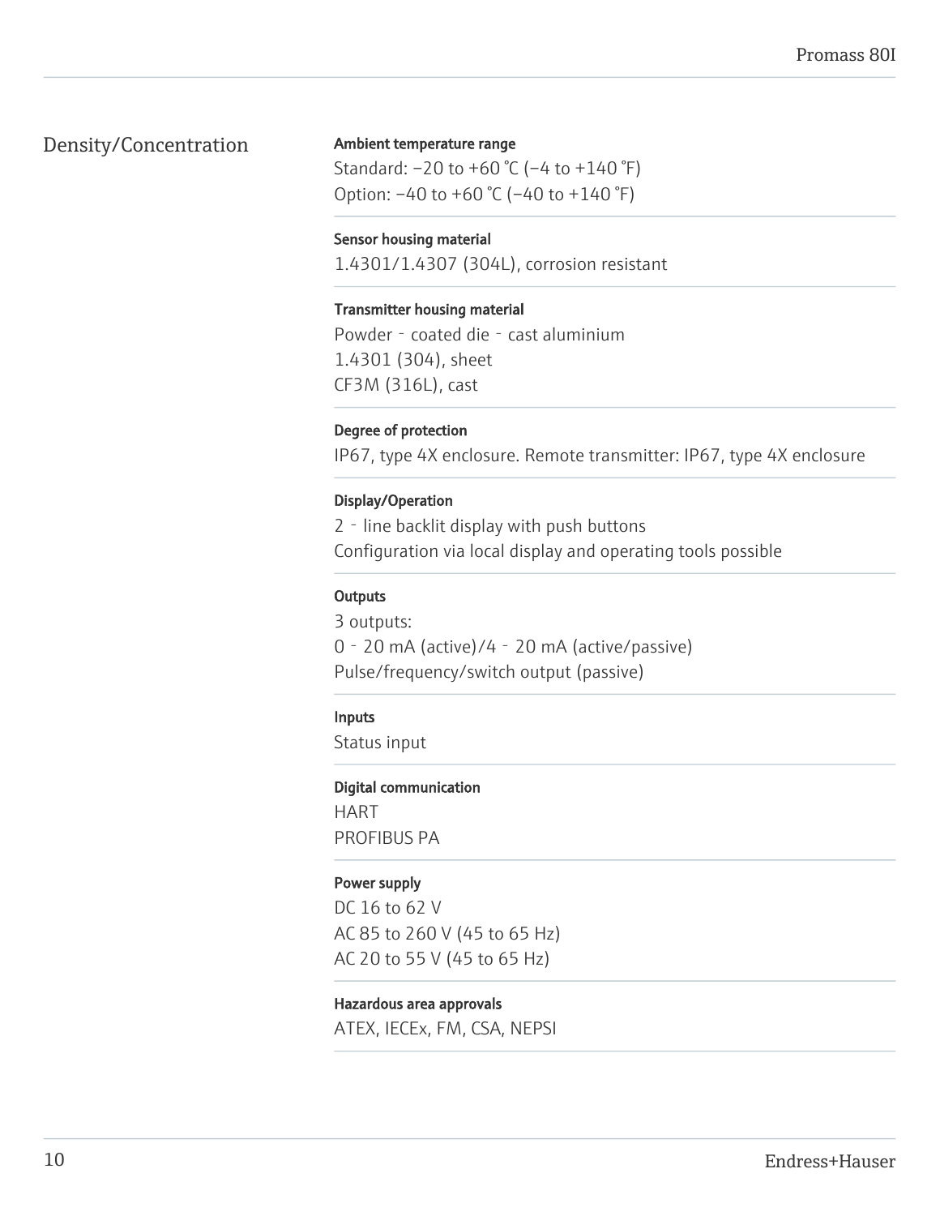## Density/Concentration

**Ambient temperature range**

Standard: –20 to +60 °C (–4 to +140 °F)
Option: –40 to +60 °C (–40 to +140 °F)

**Sensor housing material**

1.4301/1.4307 (304L), corrosion resistant

**Transmitter housing material**

Powder‐coated die‐cast aluminium
1.4301 (304), sheet
CF3M (316L), cast

**Degree of protection**

IP67, type 4X enclosure. Remote transmitter: IP67, type 4X enclosure

**Display/Operation**

2‐line backlit display with push buttons
Configuration via local display and operating tools possible

**Outputs**

3 outputs:
0‐20 mA (active)/4‐20 mA (active/passive)
Pulse/frequency/switch output (passive)

**Inputs**

Status input

**Digital communication**

HART
PROFIBUS PA

**Power supply**

DC 16 to 62 V
AC 85 to 260 V (45 to 65 Hz)
AC 20 to 55 V (45 to 65 Hz)

**Hazardous area approvals**

ATEX, IECEx, FM, CSA, NEPSI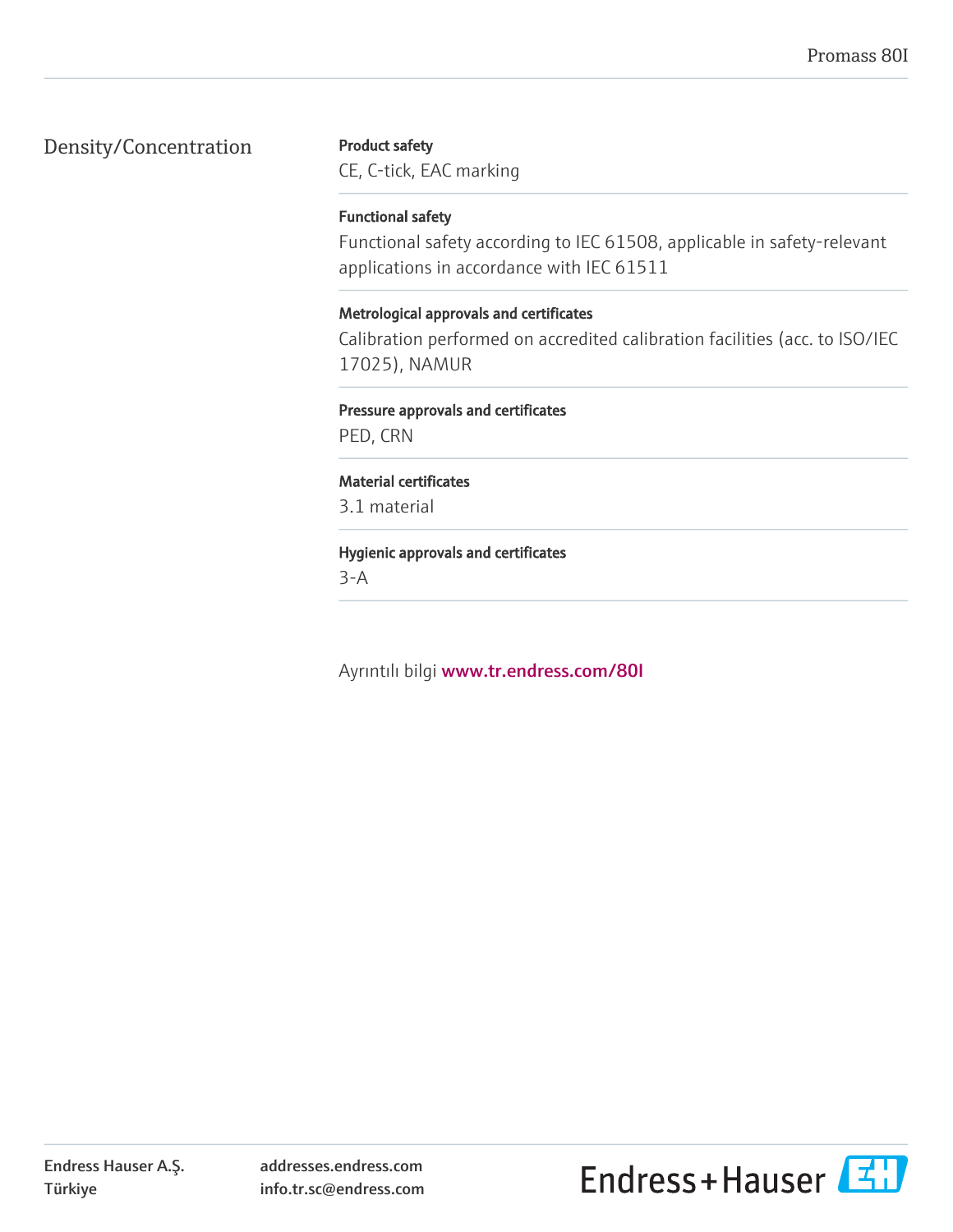## Density/Concentration

**Product safety**

CE, C-tick, EAC marking

**Functional safety**

Functional safety according to IEC 61508, applicable in safety-relevant applications in accordance with IEC 61511

**Metrological approvals and certificates**

Calibration performed on accredited calibration facilities (acc. to ISO/IEC 17025), NAMUR

**Pressure approvals and certificates**

PED, CRN

**Material certificates**

3.1 material

**Hygienic approvals and certificates**

3-A

Ayrıntılı bilgi www.tr.endress.com/80I

Endress Hauser A.Ş.
Türkiye

addresses.endress.com
info.tr.sc@endress.com

Endress+Hauser